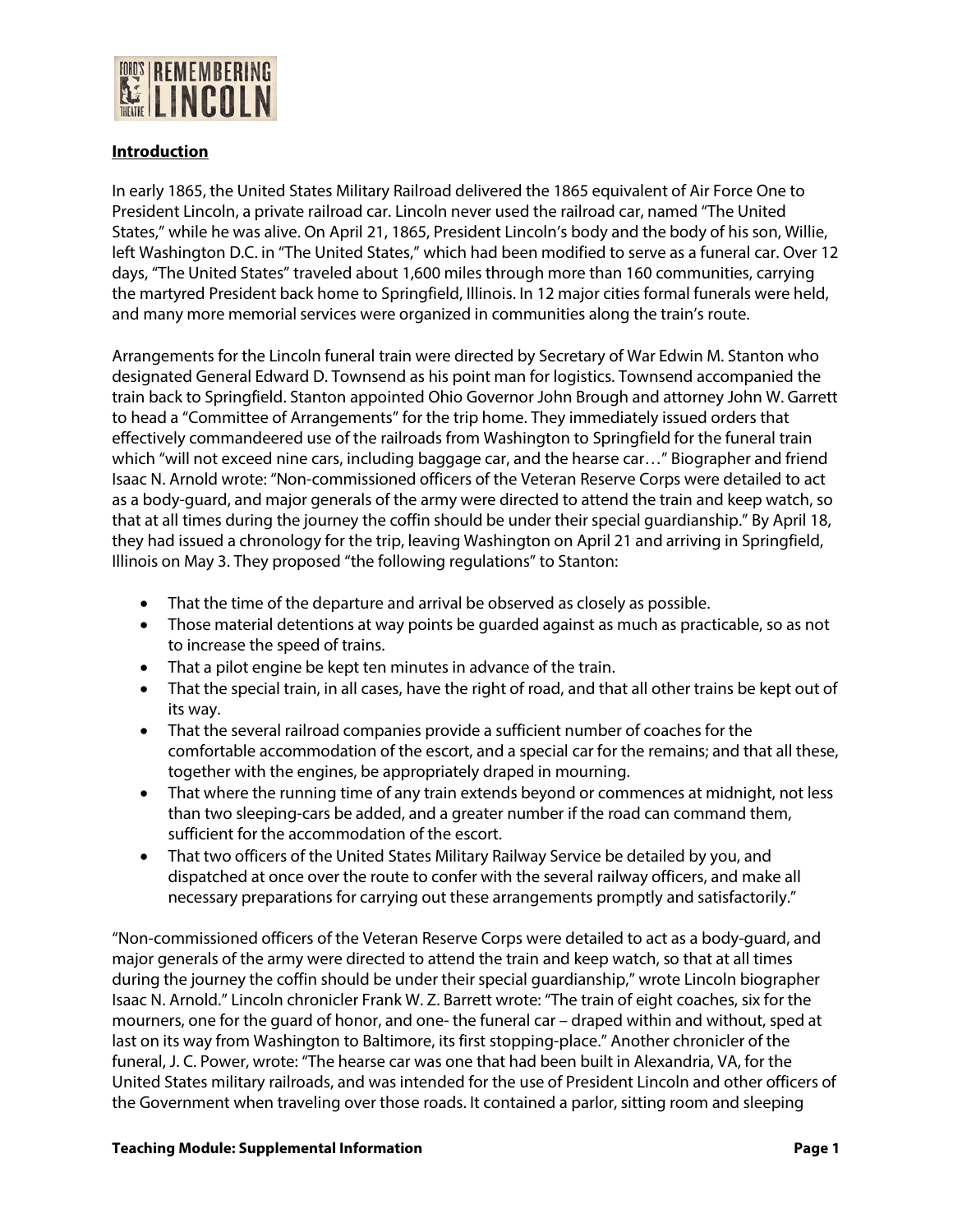**Introduction**

In early 1865, the United States Military Railroad delivered the 1865 equivalent of Air Force One to President Lincoln, a private railroad car. Lincoln never used the railroad car, named "The United States," while he was alive. On April 21, 1865, President Lincoln's body and the body of his son, Willie, left Washington D.C. in "The United States," which had been modified to serve as a funeral car. Over 12 days, "The United States" traveled about 1,600 miles through more than 160 communities, carrying the martyred President back home to Springfield, Illinois. In 12 major cities formal funerals were held, and many more memorial services were organized in communities along the train's route.

Arrangements for the Lincoln funeral train were directed by Secretary of War Edwin M. Stanton who designated General Edward D. Townsend as his point man for logistics. Townsend accompanied the train back to Springfield. Stanton appointed Ohio Governor John Brough and attorney John W. Garrett to head a "Committee of Arrangements" for the trip home. They immediately issued orders that effectively commandeered use of the railroads from Washington to Springfield for the funeral train which "will not exceed nine cars, including baggage car, and the hearse car…" Biographer and friend Isaac N. Arnold wrote: "Non-commissioned officers of the Veteran Reserve Corps were detailed to act as a body-guard, and major generals of the army were directed to attend the train and keep watch, so that at all times during the journey the coffin should be under their special guardianship." By April 18, they had issued a chronology for the trip, leaving Washington on April 21 and arriving in Springfield, Illinois on May 3. They proposed "the following regulations" to Stanton:

- That the time of the departure and arrival be observed as closely as possible.
- Those material detentions at way points be guarded against as much as practicable, so as not to increase the speed of trains.
- That a pilot engine be kept ten minutes in advance of the train.
- That the special train, in all cases, have the right of road, and that all other trains be kept out of its way.
- That the several railroad companies provide a sufficient number of coaches for the comfortable accommodation of the escort, and a special car for the remains; and that all these, together with the engines, be appropriately draped in mourning.
- That where the running time of any train extends beyond or commences at midnight, not less than two sleeping-cars be added, and a greater number if the road can command them, sufficient for the accommodation of the escort.
- That two officers of the United States Military Railway Service be detailed by you, and dispatched at once over the route to confer with the several railway officers, and make all necessary preparations for carrying out these arrangements promptly and satisfactorily."

"Non-commissioned officers of the Veteran Reserve Corps were detailed to act as a body-guard, and major generals of the army were directed to attend the train and keep watch, so that at all times during the journey the coffin should be under their special guardianship," wrote Lincoln biographer Isaac N. Arnold." Lincoln chronicler Frank W. Z. Barrett wrote: "The train of eight coaches, six for the mourners, one for the guard of honor, and one- the funeral car – draped within and without, sped at last on its way from Washington to Baltimore, its first stopping-place." Another chronicler of the funeral, J. C. Power, wrote: "The hearse car was one that had been built in Alexandria, VA, for the United States military railroads, and was intended for the use of President Lincoln and other officers of the Government when traveling over those roads. It contained a parlor, sitting room and sleeping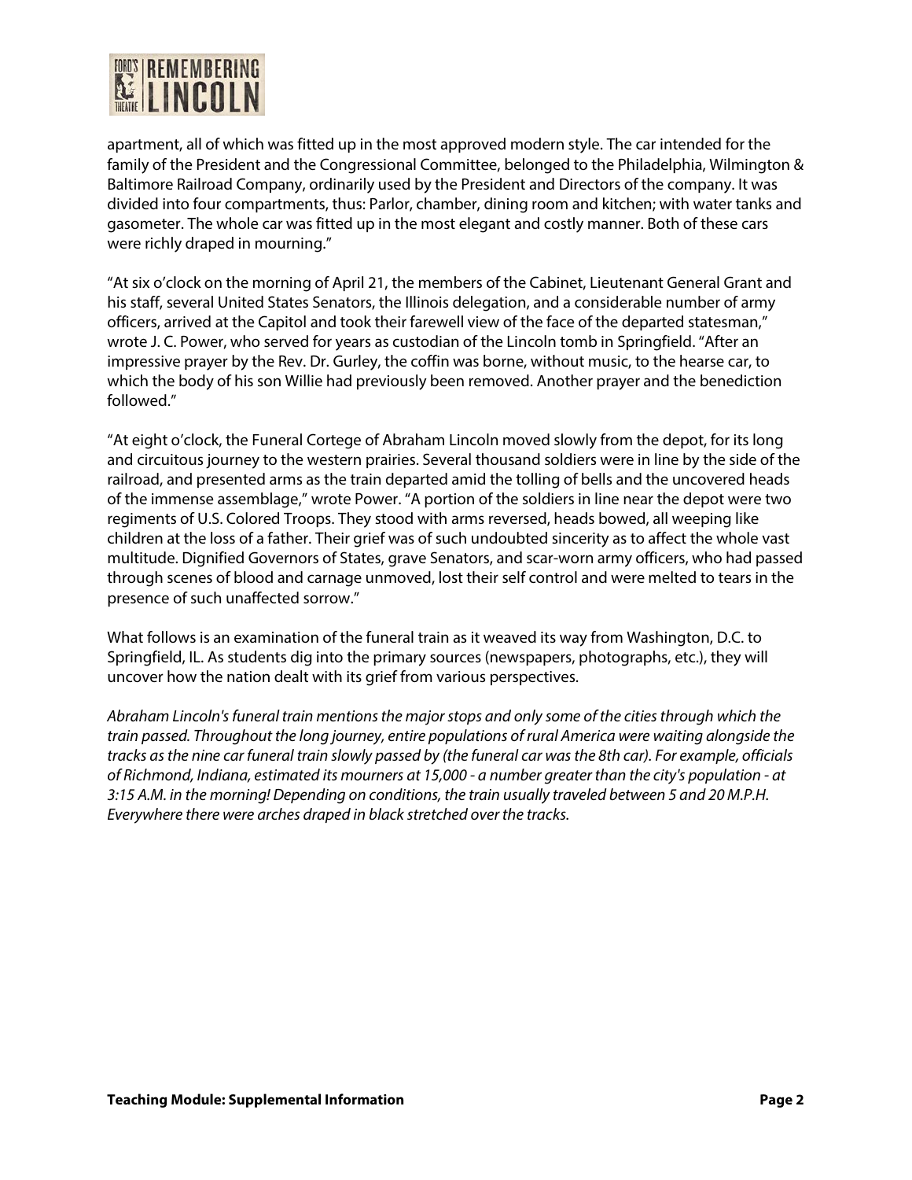apartment, all of which was fitted up in the most approved modern style. The car intended for the family of the President and the Congressional Committee, belonged to the Philadelphia, Wilmington & Baltimore Railroad Company, ordinarily used by the President and Directors of the company. It was divided into four compartments, thus: Parlor, chamber, dining room and kitchen; with water tanks and gasometer. The whole car was fitted up in the most elegant and costly manner. Both of these cars were richly draped in mourning."

"At six o'clock on the morning of April 21, the members of the Cabinet, Lieutenant General Grant and his staff, several United States Senators, the Illinois delegation, and a considerable number of army officers, arrived at the Capitol and took their farewell view of the face of the departed statesman," wrote J. C. Power, who served for years as custodian of the Lincoln tomb in Springfield. "After an impressive prayer by the Rev. Dr. Gurley, the coffin was borne, without music, to the hearse car, to which the body of his son Willie had previously been removed. Another prayer and the benediction followed."

"At eight o'clock, the Funeral Cortege of Abraham Lincoln moved slowly from the depot, for its long and circuitous journey to the western prairies. Several thousand soldiers were in line by the side of the railroad, and presented arms as the train departed amid the tolling of bells and the uncovered heads of the immense assemblage," wrote Power. "A portion of the soldiers in line near the depot were two regiments of U.S. Colored Troops. They stood with arms reversed, heads bowed, all weeping like children at the loss of a father. Their grief was of such undoubted sincerity as to affect the whole vast multitude. Dignified Governors of States, grave Senators, and scar-worn army officers, who had passed through scenes of blood and carnage unmoved, lost their self control and were melted to tears in the presence of such unaffected sorrow."

What follows is an examination of the funeral train as it weaved its way from Washington, D.C. to Springfield, IL. As students dig into the primary sources (newspapers, photographs, etc.), they will uncover how the nation dealt with its grief from various perspectives.

*Abraham Lincoln's funeral train mentions the major stops and only some of the cities through which the train passed. Throughout the long journey, entire populations of rural America were waiting alongside the tracks as the nine car funeral train slowly passed by (the funeral car was the 8th car). For example, officials of Richmond, Indiana, estimated its mourners at 15,000 - a number greater than the city's population - at 3:15 A.M. in the morning! Depending on conditions, the train usually traveled between 5 and 20 M.P.H. Everywhere there were arches draped in black stretched over the tracks.*